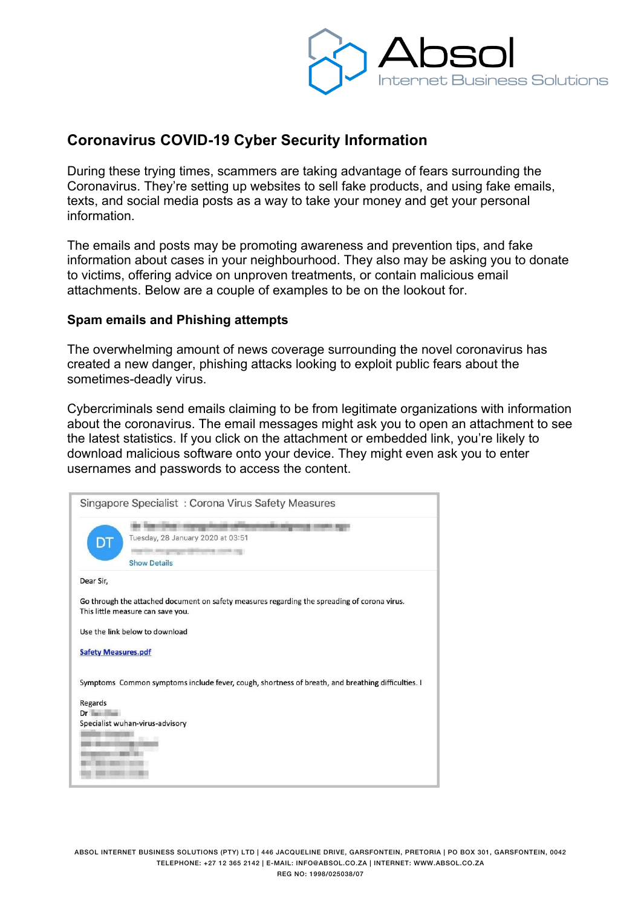## Coronavirus COVID-19 Cyber Security Information

During these trying times, scammers are taking advantage of fears surrounding the Coronavirus. They're setting up websites to sell fake products, and using fake emails, texts, and social media posts as a way to take your money and get your personal information.

The emails and posts may be promoting awareness and prevention tips, and fake information about cases in your neighbourhood. They also may be asking you to donate to victims, offering advice on unproven treatments, or contain malicious email attachments. Below are a couple of examples to be on the lookout for.

### Spam emails and Phishing attempts

The overwhelming amount of news coverage surrounding the novel coronavirus has created a new danger, phishing attacks looking to exploit public fears about the sometimes-deadly virus.

Cybercriminals send emails claiming to be from legitimate organizations with information about the coronavirus. The email messages might ask you to open an attachment to see the latest statistics. If you click on the attachment or embedded link, you're likely to download malicious software onto your device. They might even ask you to enter usernames and passwords to access the content.

> Singapore Specialist : Corona Virus Safety Measures
>
> DT
>
> Tuesday, 28 January 2020 at 03:51
>
> Show Details
>
> Dear Sir,
>
> Go through the attached document on safety measures regarding the spreading of corona virus. This little measure can save you.
>
> Use the link below to download
>
> Safety Measures.pdf
>
> Symptoms Common symptoms include fever, cough, shortness of breath, and breathing difficulties. I
>
> Regards
> Dr
> Specialist wuhan-virus-advisory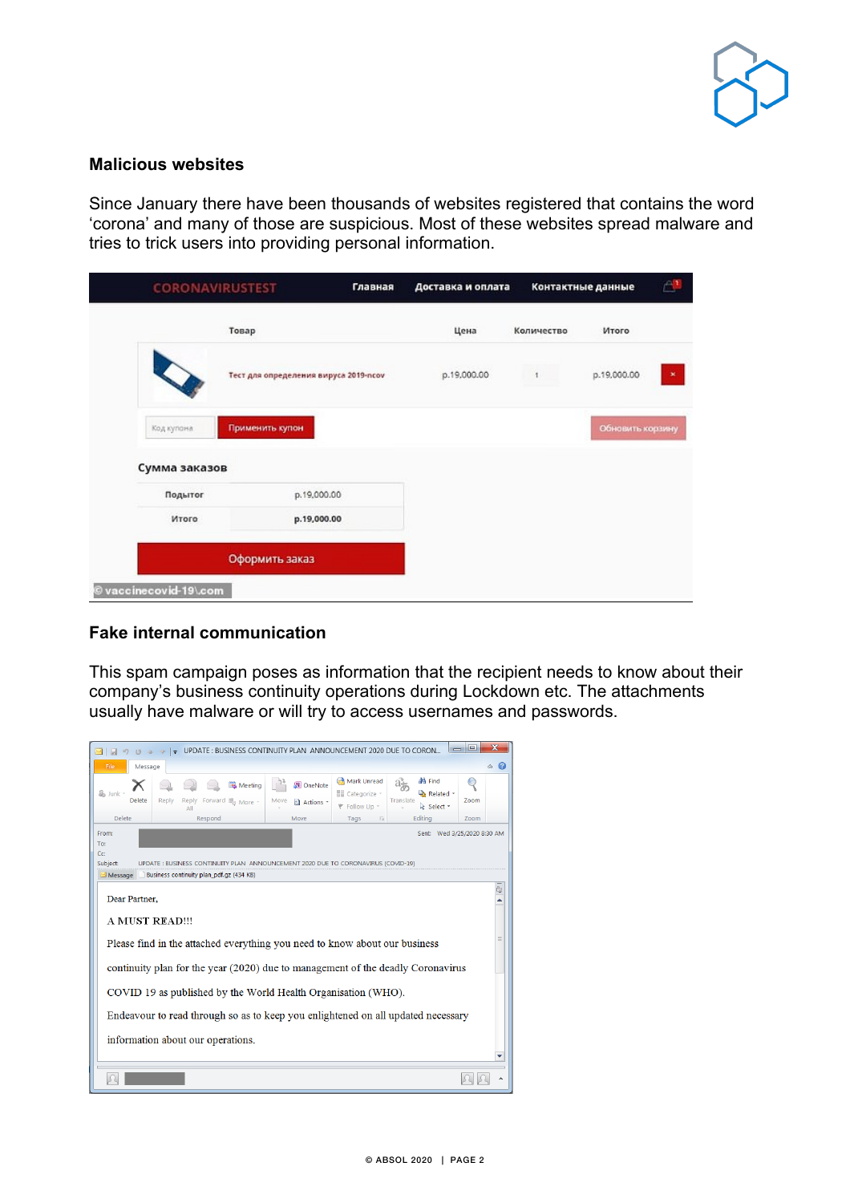## Malicious websites

Since January there have been thousands of websites registered that contains the word ‘corona’ and many of those are suspicious. Most of these websites spread malware and tries to trick users into providing personal information.

## Fake internal communication

This spam campaign poses as information that the recipient needs to know about their company’s business continuity operations during Lockdown etc. The attachments usually have malware or will try to access usernames and passwords.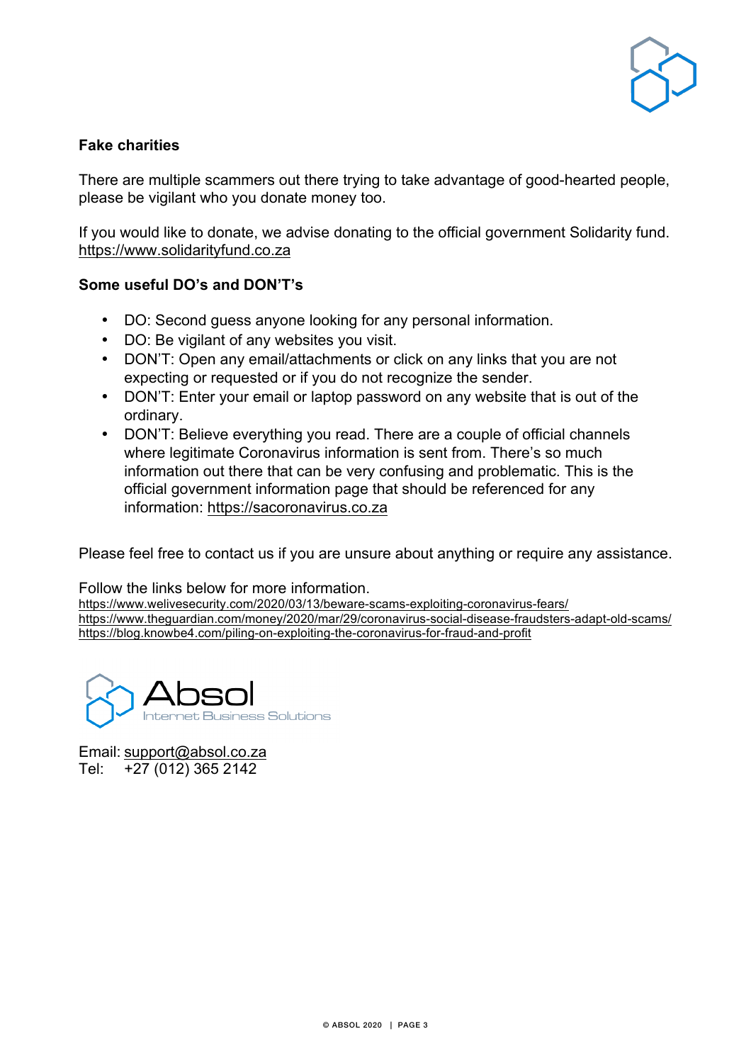**Fake charities**

There are multiple scammers out there trying to take advantage of good-hearted people, please be vigilant who you donate money too.

If you would like to donate, we advise donating to the official government Solidarity fund. https://www.solidarityfund.co.za

**Some useful DO's and DON'T's**

- DO: Second guess anyone looking for any personal information.
- DO: Be vigilant of any websites you visit.
- DON'T: Open any email/attachments or click on any links that you are not expecting or requested or if you do not recognize the sender.
- DON'T: Enter your email or laptop password on any website that is out of the ordinary.
- DON'T: Believe everything you read. There are a couple of official channels where legitimate Coronavirus information is sent from. There's so much information out there that can be very confusing and problematic. This is the official government information page that should be referenced for any information: https://sacoronavirus.co.za

Please feel free to contact us if you are unsure about anything or require any assistance.

Follow the links below for more information.
https://www.welivesecurity.com/2020/03/13/beware-scams-exploiting-coronavirus-fears/
https://www.theguardian.com/money/2020/mar/29/coronavirus-social-disease-fraudsters-adapt-old-scams/
https://blog.knowbe4.com/piling-on-exploiting-the-coronavirus-for-fraud-and-profit

Absol
Internet Business Solutions

Email: support@absol.co.za
Tel: +27 (012) 365 2142